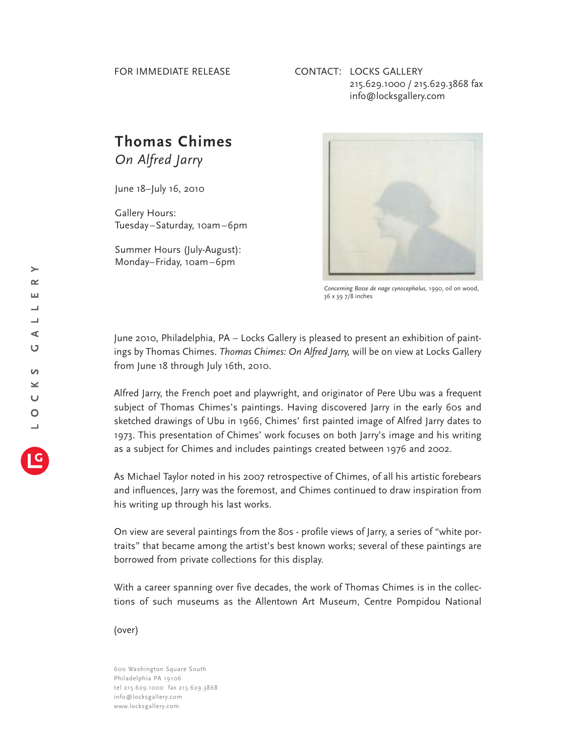FOR IMMEDIATE RELEASE

CONTACT: LOCKS GALLERY
215.629.1000 / 215.629.3868 fax
info@locksgallery.com

# Thomas Chimes
*On Alfred Jarry*

June 18–July 16, 2010

Gallery Hours:
Tuesday–Saturday, 10am–6pm

Summer Hours (July-August):
Monday–Friday, 10am–6pm

*Concerning Bosse de nage cynocephalus*, 1990, oil on wood, 36 x 39 7/8 inches

June 2010, Philadelphia, PA – Locks Gallery is pleased to present an exhibition of paintings by Thomas Chimes. *Thomas Chimes: On Alfred Jarry,* will be on view at Locks Gallery from June 18 through July 16th, 2010.

Alfred Jarry, the French poet and playwright, and originator of Pere Ubu was a frequent subject of Thomas Chimes's paintings. Having discovered Jarry in the early 60s and sketched drawings of Ubu in 1966, Chimes' first painted image of Alfred Jarry dates to 1973. This presentation of Chimes' work focuses on both Jarry's image and his writing as a subject for Chimes and includes paintings created between 1976 and 2002.

As Michael Taylor noted in his 2007 retrospective of Chimes, of all his artistic forebears and influences, Jarry was the foremost, and Chimes continued to draw inspiration from his writing up through his last works.

On view are several paintings from the 80s - profile views of Jarry, a series of "white portraits" that became among the artist's best known works; several of these paintings are borrowed from private collections for this display.

With a career spanning over five decades, the work of Thomas Chimes is in the collections of such museums as the Allentown Art Museum, Centre Pompidou National

(over)

600 Washington Square South
Philadelphia PA 19106
tel 215.629.1000 fax 215.629.3868
info@locksgallery.com
www.locksgallery.com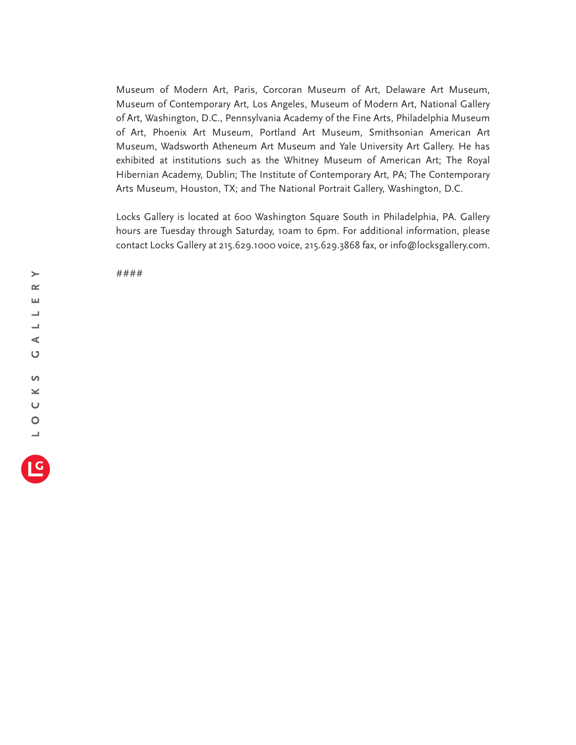Museum of Modern Art, Paris, Corcoran Museum of Art, Delaware Art Museum, Museum of Contemporary Art, Los Angeles, Museum of Modern Art, National Gallery of Art, Washington, D.C., Pennsylvania Academy of the Fine Arts, Philadelphia Museum of Art, Phoenix Art Museum, Portland Art Museum, Smithsonian American Art Museum, Wadsworth Atheneum Art Museum and Yale University Art Gallery. He has exhibited at institutions such as the Whitney Museum of American Art; The Royal Hibernian Academy, Dublin; The Institute of Contemporary Art, PA; The Contemporary Arts Museum, Houston, TX; and The National Portrait Gallery, Washington, D.C.

Locks Gallery is located at 600 Washington Square South in Philadelphia, PA. Gallery hours are Tuesday through Saturday, 10am to 6pm. For additional information, please contact Locks Gallery at 215.629.1000 voice, 215.629.3868 fax, or info@locksgallery.com.

####